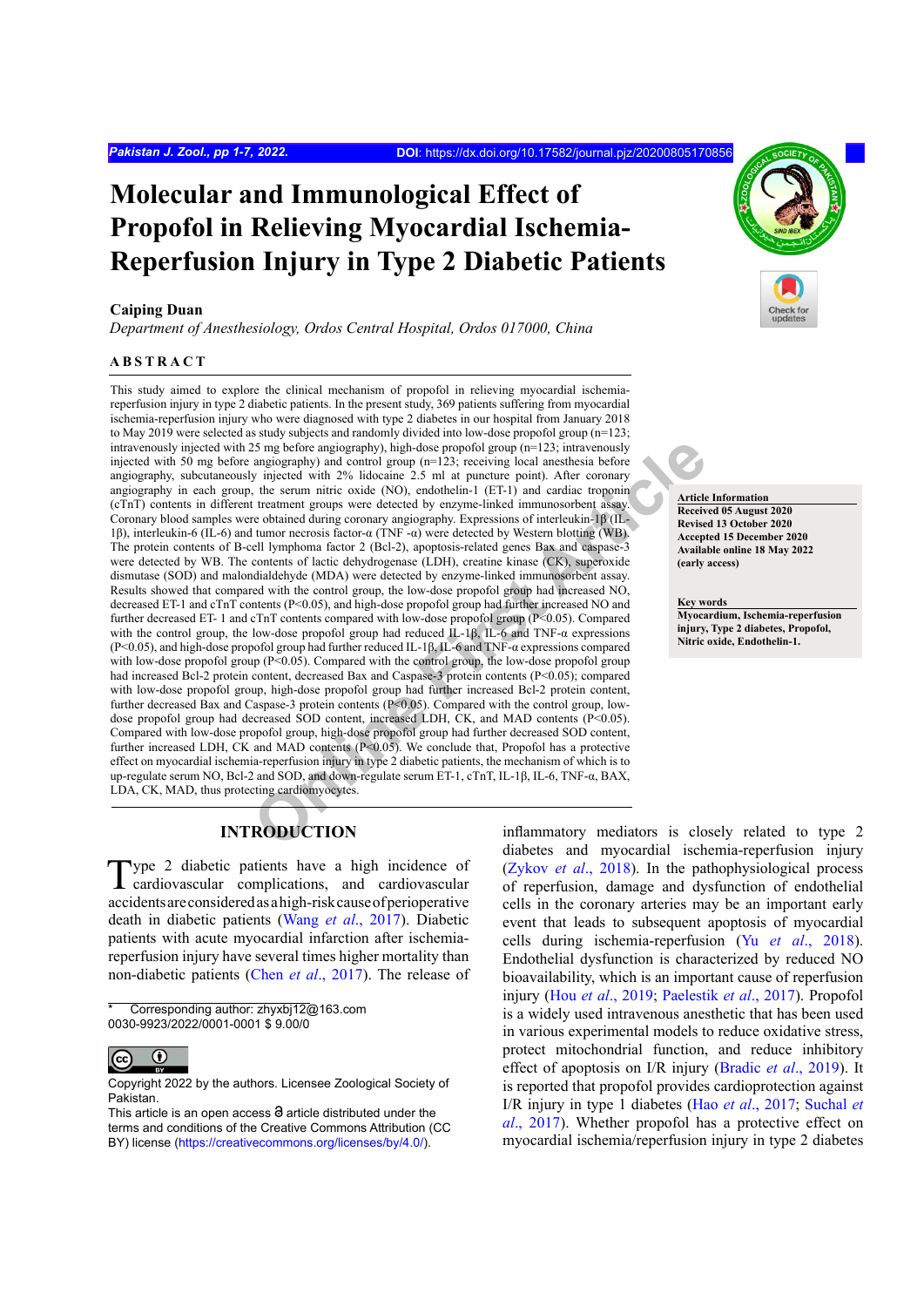# Molecular and Immunological Effect of Propofol in Relieving Myocardial Ischemia-Reperfusion Injury in Type 2 Diabetic Patients

**Caiping Duan**

*Department of Anesthesiology, Ordos Central Hospital, Ordos 017000, China*

## ABSTRACT

This study aimed to explore the clinical mechanism of propofol in relieving myocardial ischemia-reperfusion injury in type 2 diabetic patients. In the present study, 369 patients suffering from myocardial ischemia-reperfusion injury who were diagnosed with type 2 diabetes in our hospital from January 2018 to May 2019 were selected as study subjects and randomly divided into low-dose propofol group (n=123; intravenously injected with 25 mg before angiography), high-dose propofol group (n=123; intravenously injected with 50 mg before angiography) and control group (n=123; receiving local anesthesia before angiography, subcutaneously injected with 2% lidocaine 2.5 ml at puncture point). After coronary angiography in each group, the serum nitric oxide (NO), endothelin-1 (ET-1) and cardiac troponin (cTnT) contents in different treatment groups were detected by enzyme-linked immunosorbent assay. Coronary blood samples were obtained during coronary angiography. Expressions of interleukin-1β (IL-1β), interleukin-6 (IL-6) and tumor necrosis factor-α (TNF -α) were detected by Western blotting (WB). The protein contents of B-cell lymphoma factor 2 (Bcl-2), apoptosis-related genes Bax and caspase-3 were detected by WB. The contents of lactic dehydrogenase (LDH), creatine kinase (CK), superoxide dismutase (SOD) and malondialdehyde (MDA) were detected by enzyme-linked immunosorbent assay. Results showed that compared with the control group, the low-dose propofol group had increased NO, decreased ET-1 and cTnT contents ($P<0.05$), and high-dose propofol group had further increased NO and further decreased ET- 1 and cTnT contents compared with low-dose propofol group ($P<0.05$). Compared with the control group, the low-dose propofol group had reduced IL-1β, IL-6 and TNF-α expressions ($P<0.05$), and high-dose propofol group had further reduced IL-1β, IL-6 and TNF-α expressions compared with low-dose propofol group ($P<0.05$). Compared with the control group, the low-dose propofol group had increased Bcl-2 protein content, decreased Bax and Caspase-3 protein contents ($P<0.05$); compared with low-dose propofol group, high-dose propofol group had further increased Bcl-2 protein content, further decreased Bax and Caspase-3 protein contents ($P<0.05$). Compared with the control group, low-dose propofol group had decreased SOD content, increased LDH, CK, and MAD contents ($P<0.05$). Compared with low-dose propofol group, high-dose propofol group had further decreased SOD content, further increased LDH, CK and MAD contents ($P<0.05$). We conclude that, Propofol has a protective effect on myocardial ischemia-reperfusion injury in type 2 diabetic patients, the mechanism of which is to up-regulate serum NO, Bcl-2 and SOD, and down-regulate serum ET-1, cTnT, IL-1β, IL-6, TNF-α, BAX, LDA, CK, MAD, thus protecting cardiomyocytes.

**Article Information**
**Received 05 August 2020**
**Revised 13 October 2020**
**Accepted 15 December 2020**
**Available online 18 May 2022**
**(early access)**

**Key words**
**Myocardium, Ischemia-reperfusion injury, Type 2 diabetes, Propofol, Nitric oxide, Endothelin-1.**

## INTRODUCTION

Type 2 diabetic patients have a high incidence of cardiovascular complications, and cardiovascular accidents are considered as a high-risk cause of perioperative death in diabetic patients (Wang *et al*., 2017). Diabetic patients with acute myocardial infarction after ischemia-reperfusion injury have several times higher mortality than non-diabetic patients (Chen *et al*., 2017). The release of inflammatory mediators is closely related to type 2 diabetes and myocardial ischemia-reperfusion injury (Zykov *et al*., 2018). In the pathophysiological process of reperfusion, damage and dysfunction of endothelial cells in the coronary arteries may be an important early event that leads to subsequent apoptosis of myocardial cells during ischemia-reperfusion (Yu *et al*., 2018). Endothelial dysfunction is characterized by reduced NO bioavailability, which is an important cause of reperfusion injury (Hou *et al*., 2019; Paelestik *et al*., 2017). Propofol is a widely used intravenous anesthetic that has been used in various experimental models to reduce oxidative stress, protect mitochondrial function, and reduce inhibitory effect of apoptosis on I/R injury (Bradic *et al*., 2019). It is reported that propofol provides cardioprotection against I/R injury in type 1 diabetes (Hao *et al*., 2017; Suchal *et al*., 2017). Whether propofol has a protective effect on myocardial ischemia/reperfusion injury in type 2 diabetes

\* Corresponding author: zhyxbj12@163.com
0030-9923/2022/0001-0001 $ 9.00/0

Copyright 2022 by the authors. Licensee Zoological Society of Pakistan.
This article is an open access article distributed under the terms and conditions of the Creative Commons Attribution (CC BY) license (https://creativecommons.org/licenses/by/4.0/).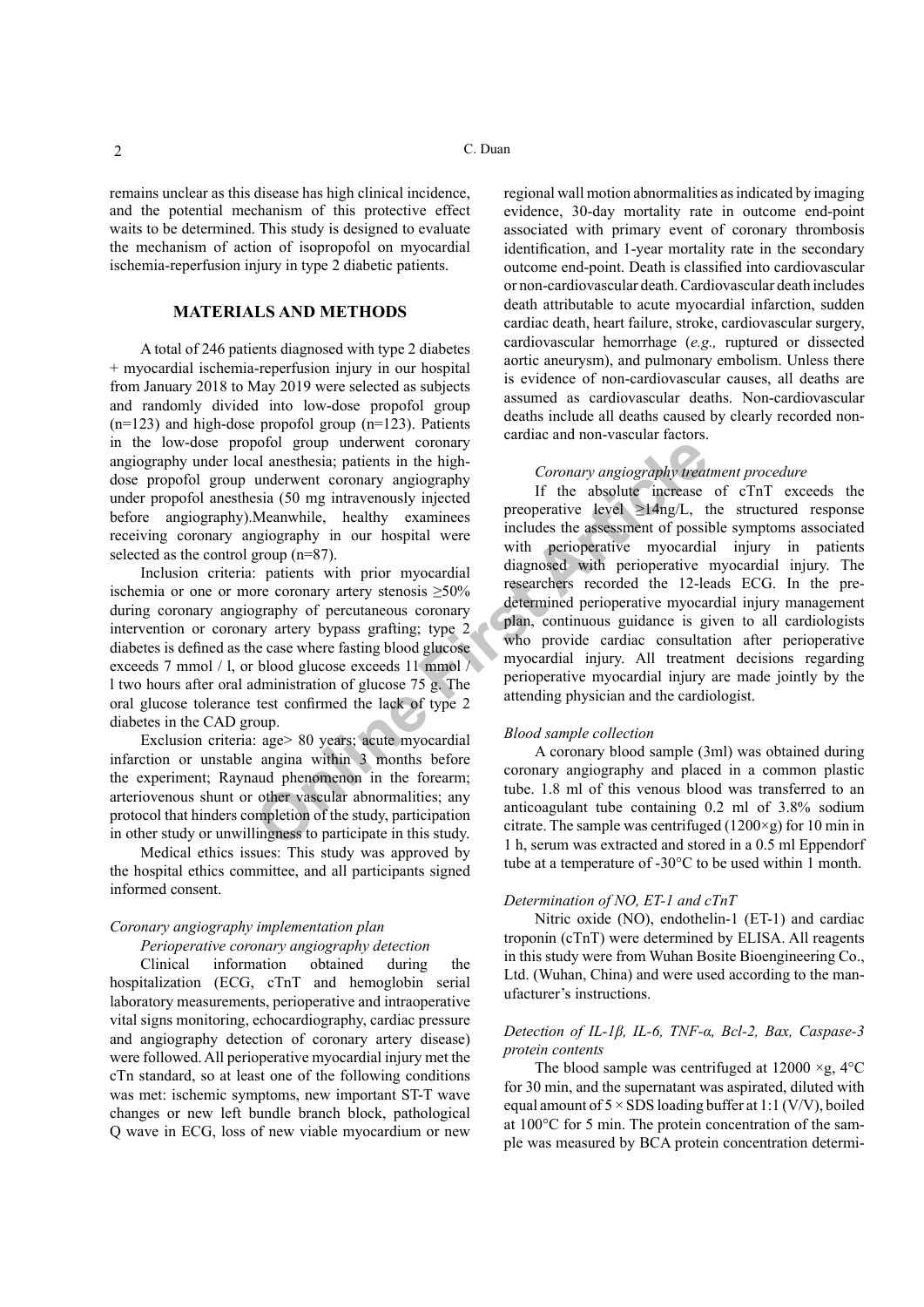remains unclear as this disease has high clinical incidence, and the potential mechanism of this protective effect waits to be determined. This study is designed to evaluate the mechanism of action of isopropofol on myocardial ischemia-reperfusion injury in type 2 diabetic patients.

## MATERIALS AND METHODS

A total of 246 patients diagnosed with type 2 diabetes + myocardial ischemia-reperfusion injury in our hospital from January 2018 to May 2019 were selected as subjects and randomly divided into low-dose propofol group (n=123) and high-dose propofol group (n=123). Patients in the low-dose propofol group underwent coronary angiography under local anesthesia; patients in the high-dose propofol group underwent coronary angiography under propofol anesthesia (50 mg intravenously injected before angiography).Meanwhile, healthy examinees receiving coronary angiography in our hospital were selected as the control group (n=87).

Inclusion criteria: patients with prior myocardial ischemia or one or more coronary artery stenosis ≥50% during coronary angiography of percutaneous coronary intervention or coronary artery bypass grafting; type 2 diabetes is defined as the case where fasting blood glucose exceeds 7 mmol / l, or blood glucose exceeds 11 mmol / l two hours after oral administration of glucose 75 g. The oral glucose tolerance test confirmed the lack of type 2 diabetes in the CAD group.

Exclusion criteria: age> 80 years; acute myocardial infarction or unstable angina within 3 months before the experiment; Raynaud phenomenon in the forearm; arteriovenous shunt or other vascular abnormalities; any protocol that hinders completion of the study, participation in other study or unwillingness to participate in this study.

Medical ethics issues: This study was approved by the hospital ethics committee, and all participants signed informed consent.

### *Coronary angiography implementation plan*

*Perioperative coronary angiography detection*

Clinical information obtained during the hospitalization (ECG, cTnT and hemoglobin serial laboratory measurements, perioperative and intraoperative vital signs monitoring, echocardiography, cardiac pressure and angiography detection of coronary artery disease) were followed. All perioperative myocardial injury met the cTn standard, so at least one of the following conditions was met: ischemic symptoms, new important ST-T wave changes or new left bundle branch block, pathological Q wave in ECG, loss of new viable myocardium or new regional wall motion abnormalities as indicated by imaging evidence, 30-day mortality rate in outcome end-point associated with primary event of coronary thrombosis identification, and 1-year mortality rate in the secondary outcome end-point. Death is classified into cardiovascular or non-cardiovascular death. Cardiovascular death includes death attributable to acute myocardial infarction, sudden cardiac death, heart failure, stroke, cardiovascular surgery, cardiovascular hemorrhage (*e.g.,* ruptured or dissected aortic aneurysm), and pulmonary embolism. Unless there is evidence of non-cardiovascular causes, all deaths are assumed as cardiovascular deaths. Non-cardiovascular deaths include all deaths caused by clearly recorded non-cardiac and non-vascular factors.

*Coronary angiography treatment procedure*

If the absolute increase of cTnT exceeds the preoperative level ≥14ng/L, the structured response includes the assessment of possible symptoms associated with perioperative myocardial injury in patients diagnosed with perioperative myocardial injury. The researchers recorded the 12-leads ECG. In the pre-determined perioperative myocardial injury management plan, continuous guidance is given to all cardiologists who provide cardiac consultation after perioperative myocardial injury. All treatment decisions regarding perioperative myocardial injury are made jointly by the attending physician and the cardiologist.

### *Blood sample collection*

A coronary blood sample (3ml) was obtained during coronary angiography and placed in a common plastic tube. 1.8 ml of this venous blood was transferred to an anticoagulant tube containing 0.2 ml of 3.8% sodium citrate. The sample was centrifuged (1200×g) for 10 min in 1 h, serum was extracted and stored in a 0.5 ml Eppendorf tube at a temperature of -30°C to be used within 1 month.

### *Determination of NO, ET-1 and cTnT*

Nitric oxide (NO), endothelin-1 (ET-1) and cardiac troponin (cTnT) were determined by ELISA. All reagents in this study were from Wuhan Bosite Bioengineering Co., Ltd. (Wuhan, China) and were used according to the manufacturer's instructions.

### *Detection of IL-1β, IL-6, TNF-α, Bcl-2, Bax, Caspase-3 protein contents*

The blood sample was centrifuged at 12000 ×g, 4°C for 30 min, and the supernatant was aspirated, diluted with equal amount of 5 × SDS loading buffer at 1:1 (V/V), boiled at 100°C for 5 min. The protein concentration of the sample was measured by BCA protein concentration determi-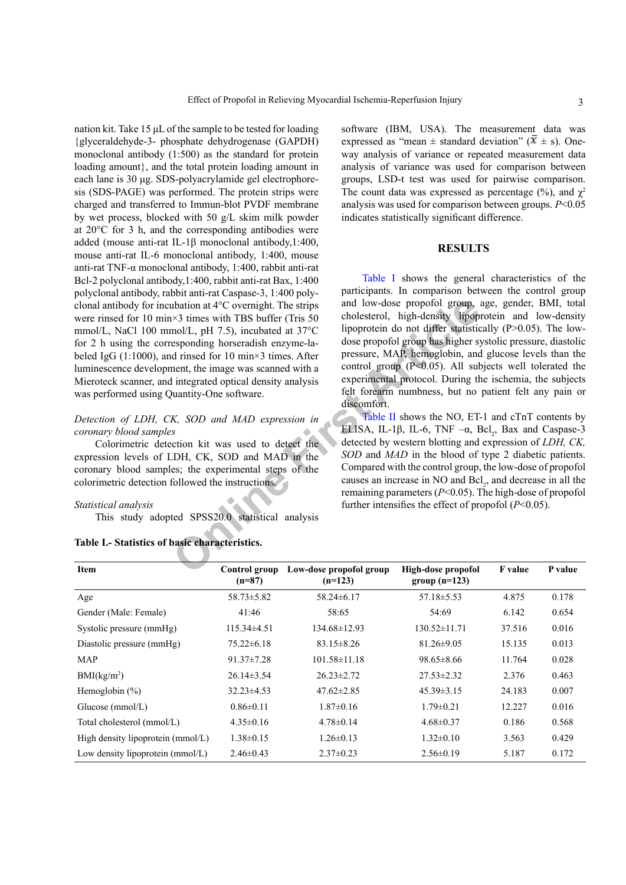nation kit. Take 15 μL of the sample to be tested for loading {glyceraldehyde-3- phosphate dehydrogenase (GAPDH) monoclonal antibody (1:500) as the standard for protein loading amount}, and the total protein loading amount in each lane is 30 μg. SDS-polyacrylamide gel electrophoresis (SDS-PAGE) was performed. The protein strips were charged and transferred to Immun-blot PVDF membrane by wet process, blocked with 50 g/L skim milk powder at 20°C for 3 h, and the corresponding antibodies were added (mouse anti-rat IL-1β monoclonal antibody,1:400, mouse anti-rat IL-6 monoclonal antibody, 1:400, mouse anti-rat TNF-α monoclonal antibody, 1:400, rabbit anti-rat Bcl-2 polyclonal antibody,1:400, rabbit anti-rat Bax, 1:400 polyclonal antibody, rabbit anti-rat Caspase-3, 1:400 polyclonal antibody for incubation at 4°C overnight. The strips were rinsed for 10 min×3 times with TBS buffer (Tris 50 mmol/L, NaCl 100 mmol/L, pH 7.5), incubated at 37°C for 2 h using the corresponding horseradish enzyme-labeled IgG (1:1000), and rinsed for 10 min×3 times. After luminescence development, the image was scanned with a Mieroteck scanner, and integrated optical density analysis was performed using Quantity-One software.

*Detection of LDH, CK, SOD and MAD expression in coronary blood samples*

Colorimetric detection kit was used to detect the expression levels of LDH, CK, SOD and MAD in the coronary blood samples; the experimental steps of the colorimetric detection followed the instructions.

*Statistical analysis*

This study adopted SPSS20.0 statistical analysis software (IBM, USA). The measurement data was expressed as "mean ± standard deviation" ($\bar{x}$ ± s). One-way analysis of variance or repeated measurement data analysis of variance was used for comparison between groups, LSD-t test was used for pairwise comparison. The count data was expressed as percentage (%), and $\chi^2$ analysis was used for comparison between groups. $P$<0.05 indicates statistically significant difference.

## RESULTS

Table I shows the general characteristics of the participants. In comparison between the control group and low-dose propofol group, age, gender, BMI, total cholesterol, high-density lipoprotein and low-density lipoprotein do not differ statistically (P>0.05). The low-dose propofol group has higher systolic pressure, diastolic pressure, MAP, hemoglobin, and glucose levels than the control group (P<0.05). All subjects well tolerated the experimental protocol. During the ischemia, the subjects felt forearm numbness, but no patient felt any pain or discomfort.

Table II shows the NO, ET-1 and cTnT contents by ELISA, IL-1β, IL-6, TNF –α, $Bcl_2$, Bax and Caspase-3 detected by western blotting and expression of *LDH, CK, SOD* and *MAD* in the blood of type 2 diabetic patients. Compared with the control group, the low-dose of propofol causes an increase in NO and $Bcl_2$, and decrease in all the remaining parameters ($P$<0.05). The high-dose of propofol further intensifies the effect of propofol ($P$<0.05).

**Table I.- Statistics of basic characteristics.**

| Item | Control group (n=87) | Low-dose propofol group (n=123) | High-dose propofol group (n=123) | F value | P value |
|---|---|---|---|---|---|
| Age | 58.73±5.82 | 58.24±6.17 | 57.18±5.53 | 4.875 | 0.178 |
| Gender (Male: Female) | 41:46 | 58:65 | 54:69 | 6.142 | 0.654 |
| Systolic pressure (mmHg) | 115.34±4.51 | 134.68±12.93 | 130.52±11.71 | 37.516 | 0.016 |
| Diastolic pressure (mmHg) | 75.22±6.18 | 83.15±8.26 | 81.26±9.05 | 15.135 | 0.013 |
| MAP | 91.37±7.28 | 101.58±11.18 | 98.65±8.66 | 11.764 | 0.028 |
| BMI(kg/m$^2$) | 26.14±3.54 | 26.23±2.72 | 27.53±2.32 | 2.376 | 0.463 |
| Hemoglobin (%) | 32.23±4.53 | 47.62±2.85 | 45.39±3.15 | 24.183 | 0.007 |
| Glucose (mmol/L) | 0.86±0.11 | 1.87±0.16 | 1.79±0.21 | 12.227 | 0.016 |
| Total cholesterol (mmol/L) | 4.35±0.16 | 4.78±0.14 | 4.68±0.37 | 0.186 | 0.568 |
| High density lipoprotein (mmol/L) | 1.38±0.15 | 1.26±0.13 | 1.32±0.10 | 3.563 | 0.429 |
| Low density lipoprotein (mmol/L) | 2.46±0.43 | 2.37±0.23 | 2.56±0.19 | 5.187 | 0.172 |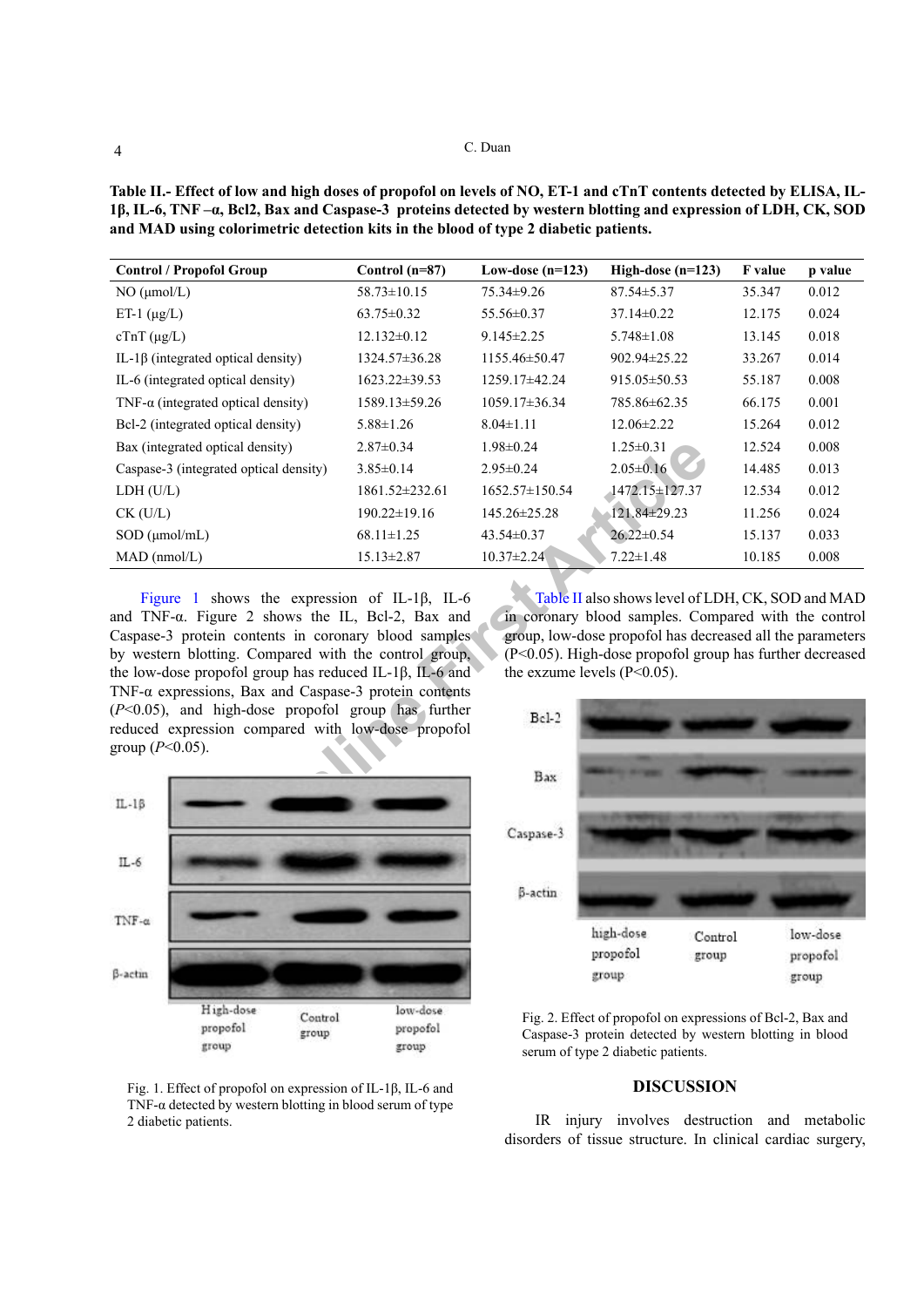**Table II.- Effect of low and high doses of propofol on levels of NO, ET-1 and cTnT contents detected by ELISA, IL-1β, IL-6, TNF –α, Bcl2, Bax and Caspase-3 proteins detected by western blotting and expression of LDH, CK, SOD and MAD using colorimetric detection kits in the blood of type 2 diabetic patients.**

| Control / Propofol Group | Control (n=87) | Low-dose (n=123) | High-dose (n=123) | F value | p value |
|---|---|---|---|---|---|
| NO (μmol/L) | 58.73±10.15 | 75.34±9.26 | 87.54±5.37 | 35.347 | 0.012 |
| ET-1 (μg/L) | 63.75±0.32 | 55.56±0.37 | 37.14±0.22 | 12.175 | 0.024 |
| cTnT (μg/L) | 12.132±0.12 | 9.145±2.25 | 5.748±1.08 | 13.145 | 0.018 |
| IL-1β (integrated optical density) | 1324.57±36.28 | 1155.46±50.47 | 902.94±25.22 | 33.267 | 0.014 |
| IL-6 (integrated optical density) | 1623.22±39.53 | 1259.17±42.24 | 915.05±50.53 | 55.187 | 0.008 |
| TNF-α (integrated optical density) | 1589.13±59.26 | 1059.17±36.34 | 785.86±62.35 | 66.175 | 0.001 |
| Bcl-2 (integrated optical density) | 5.88±1.26 | 8.04±1.11 | 12.06±2.22 | 15.264 | 0.012 |
| Bax (integrated optical density) | 2.87±0.34 | 1.98±0.24 | 1.25±0.31 | 12.524 | 0.008 |
| Caspase-3 (integrated optical density) | 3.85±0.14 | 2.95±0.24 | 2.05±0.16 | 14.485 | 0.013 |
| LDH (U/L) | 1861.52±232.61 | 1652.57±150.54 | 1472.15±127.37 | 12.534 | 0.012 |
| CK (U/L) | 190.22±19.16 | 145.26±25.28 | 121.84±29.23 | 11.256 | 0.024 |
| SOD (μmol/mL) | 68.11±1.25 | 43.54±0.37 | 26.22±0.54 | 15.137 | 0.033 |
| MAD (nmol/L) | 15.13±2.87 | 10.37±2.24 | 7.22±1.48 | 10.185 | 0.008 |

Figure 1 shows the expression of IL-1β, IL-6 and TNF-α. Figure 2 shows the IL, Bcl-2, Bax and Caspase-3 protein contents in coronary blood samples by western blotting. Compared with the control group, the low-dose propofol group has reduced IL-1β, IL-6 and TNF-α expressions, Bax and Caspase-3 protein contents ($P<0.05$), and high-dose propofol group has further reduced expression compared with low-dose propofol group ($P<0.05$).

Fig. 1. Effect of propofol on expression of IL-1β, IL-6 and TNF-α detected by western blotting in blood serum of type 2 diabetic patients.

Table II also shows level of LDH, CK, SOD and MAD in coronary blood samples. Compared with the control group, low-dose propofol has decreased all the parameters ($P<0.05$). High-dose propofol group has further decreased the exzume levels ($P<0.05$).

Fig. 2. Effect of propofol on expressions of Bcl-2, Bax and Caspase-3 protein detected by western blotting in blood serum of type 2 diabetic patients.

## DISCUSSION

IR injury involves destruction and metabolic disorders of tissue structure. In clinical cardiac surgery,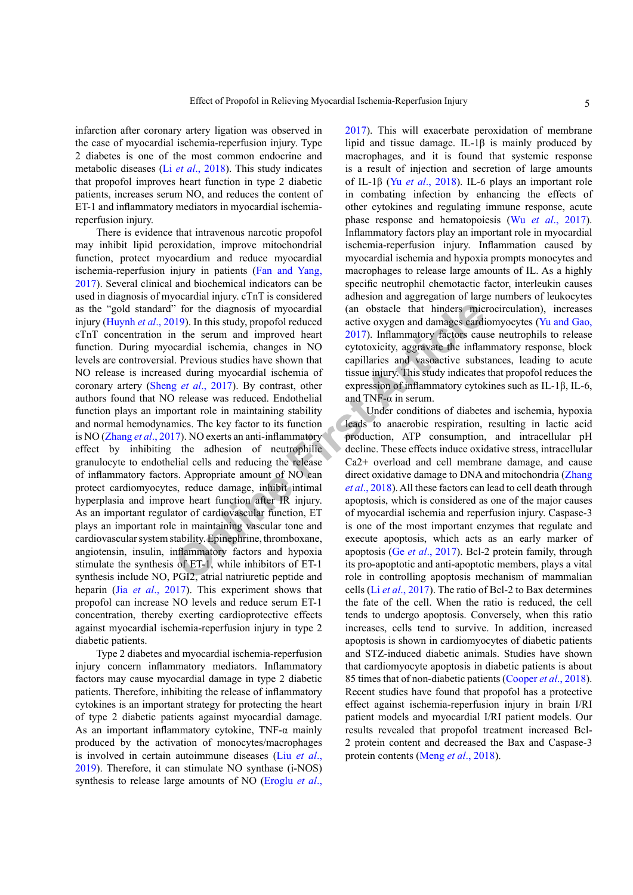infarction after coronary artery ligation was observed in the case of myocardial ischemia-reperfusion injury. Type 2 diabetes is one of the most common endocrine and metabolic diseases (Li *et al*., 2018). This study indicates that propofol improves heart function in type 2 diabetic patients, increases serum NO, and reduces the content of ET-1 and inflammatory mediators in myocardial ischemia-reperfusion injury.

There is evidence that intravenous narcotic propofol may inhibit lipid peroxidation, improve mitochondrial function, protect myocardium and reduce myocardial ischemia-reperfusion injury in patients (Fan and Yang, 2017). Several clinical and biochemical indicators can be used in diagnosis of myocardial injury. cTnT is considered as the "gold standard" for the diagnosis of myocardial injury (Huynh *et al*., 2019). In this study, propofol reduced cTnT concentration in the serum and improved heart function. During myocardial ischemia, changes in NO levels are controversial. Previous studies have shown that NO release is increased during myocardial ischemia of coronary artery (Sheng *et al*., 2017). By contrast, other authors found that NO release was reduced. Endothelial function plays an important role in maintaining stability and normal hemodynamics. The key factor to its function is NO (Zhang *et al*., 2017). NO exerts an anti-inflammatory effect by inhibiting the adhesion of neutrophilic granulocyte to endothelial cells and reducing the release of inflammatory factors. Appropriate amount of NO can protect cardiomyocytes, reduce damage, inhibit intimal hyperplasia and improve heart function after IR injury. As an important regulator of cardiovascular function, ET plays an important role in maintaining vascular tone and cardiovascular system stability. Epinephrine, thromboxane, angiotensin, insulin, inflammatory factors and hypoxia stimulate the synthesis of ET-1, while inhibitors of ET-1 synthesis include NO, PGI2, atrial natriuretic peptide and heparin (Jia *et al*., 2017). This experiment shows that propofol can increase NO levels and reduce serum ET-1 concentration, thereby exerting cardioprotective effects against myocardial ischemia-reperfusion injury in type 2 diabetic patients.

Type 2 diabetes and myocardial ischemia-reperfusion injury concern inflammatory mediators. Inflammatory factors may cause myocardial damage in type 2 diabetic patients. Therefore, inhibiting the release of inflammatory cytokines is an important strategy for protecting the heart of type 2 diabetic patients against myocardial damage. As an important inflammatory cytokine, TNF-α mainly produced by the activation of monocytes/macrophages is involved in certain autoimmune diseases (Liu *et al*., 2019). Therefore, it can stimulate NO synthase (i-NOS) synthesis to release large amounts of NO (Eroglu *et al*., 2017). This will exacerbate peroxidation of membrane lipid and tissue damage. IL-1β is mainly produced by macrophages, and it is found that systemic response is a result of injection and secretion of large amounts of IL-1β (Yu *et al*., 2018). IL-6 plays an important role in combating infection by enhancing the effects of other cytokines and regulating immune response, acute phase response and hematopoiesis (Wu *et al*., 2017). Inflammatory factors play an important role in myocardial ischemia-reperfusion injury. Inflammation caused by myocardial ischemia and hypoxia prompts monocytes and macrophages to release large amounts of IL. As a highly specific neutrophil chemotactic factor, interleukin causes adhesion and aggregation of large numbers of leukocytes (an obstacle that hinders microcirculation), increases active oxygen and damages cardiomyocytes (Yu and Gao, 2017). Inflammatory factors cause neutrophils to release cytotoxicity, aggravate the inflammatory response, block capillaries and vasoactive substances, leading to acute tissue injury. This study indicates that propofol reduces the expression of inflammatory cytokines such as IL-1β, IL-6, and TNF-α in serum.

Under conditions of diabetes and ischemia, hypoxia leads to anaerobic respiration, resulting in lactic acid production, ATP consumption, and intracellular pH decline. These effects induce oxidative stress, intracellular $Ca^{2+}$ overload and cell membrane damage, and cause direct oxidative damage to DNA and mitochondria (Zhang *et al*., 2018). All these factors can lead to cell death through apoptosis, which is considered as one of the major causes of myocardial ischemia and reperfusion injury. Caspase-3 is one of the most important enzymes that regulate and execute apoptosis, which acts as an early marker of apoptosis (Ge *et al*., 2017). Bcl-2 protein family, through its pro-apoptotic and anti-apoptotic members, plays a vital role in controlling apoptosis mechanism of mammalian cells (Li *et al*., 2017). The ratio of Bcl-2 to Bax determines the fate of the cell. When the ratio is reduced, the cell tends to undergo apoptosis. Conversely, when this ratio increases, cells tend to survive. In addition, increased apoptosis is shown in cardiomyocytes of diabetic patients and STZ-induced diabetic animals. Studies have shown that cardiomyocyte apoptosis in diabetic patients is about 85 times that of non-diabetic patients (Cooper *et al*., 2018). Recent studies have found that propofol has a protective effect against ischemia-reperfusion injury in brain I/RI patient models and myocardial I/RI patient models. Our results revealed that propofol treatment increased Bcl-2 protein content and decreased the Bax and Caspase-3 protein contents (Meng *et al*., 2018).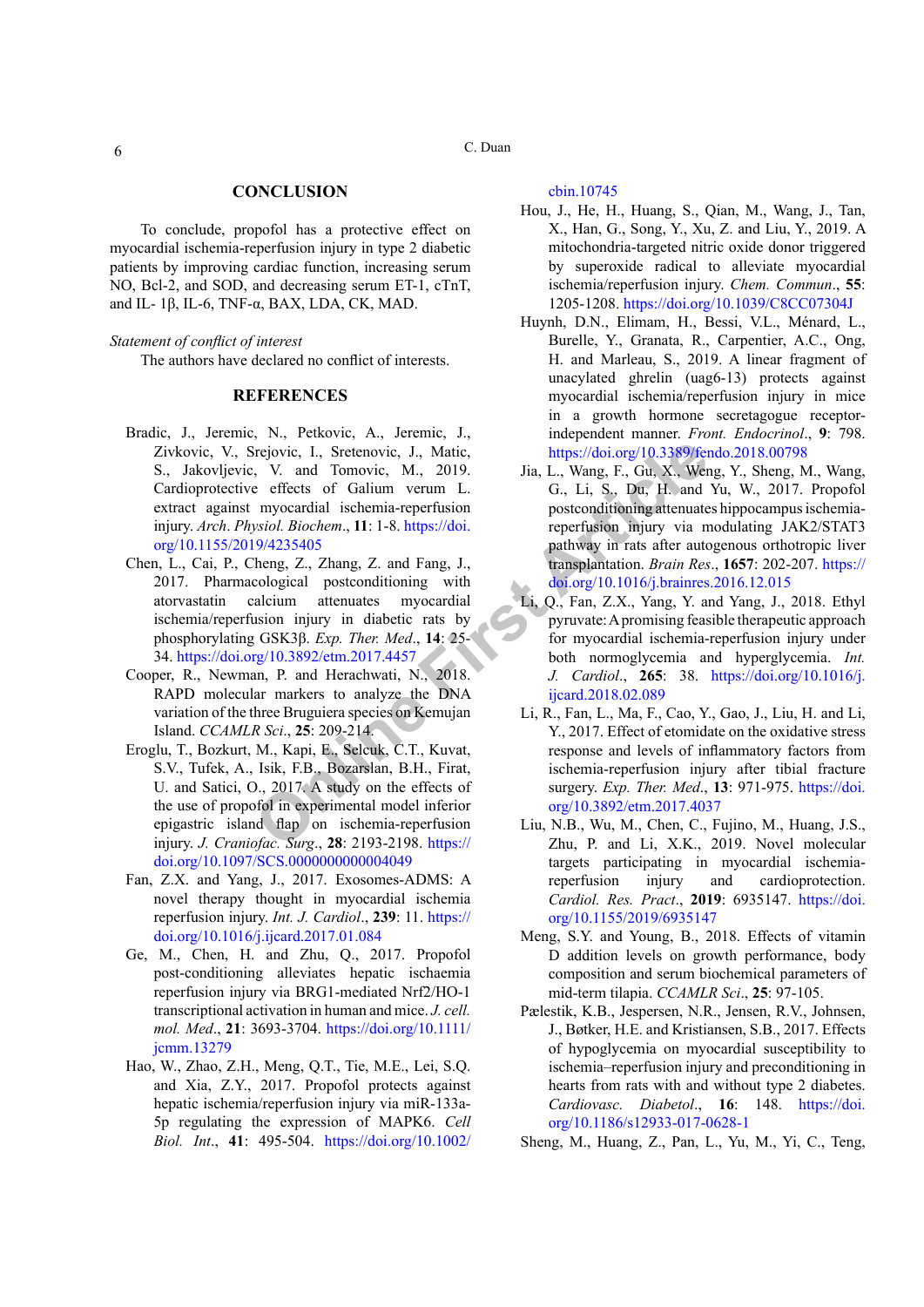## CONCLUSION

To conclude, propofol has a protective effect on myocardial ischemia-reperfusion injury in type 2 diabetic patients by improving cardiac function, increasing serum NO, Bcl-2, and SOD, and decreasing serum ET-1, cTnT, and IL- 1β, IL-6, TNF-α, BAX, LDA, CK, MAD.

*Statement of conflict of interest*

The authors have declared no conflict of interests.

## REFERENCES

Bradic, J., Jeremic, N., Petkovic, A., Jeremic, J., Zivkovic, V., Srejovic, I., Sretenovic, J., Matic, S., Jakovljevic, V. and Tomovic, M., 2019. Cardioprotective effects of Galium verum L. extract against myocardial ischemia-reperfusion injury. *Arch. Physiol. Biochem*., **11**: 1-8. https://doi.org/10.1155/2019/4235405

Chen, L., Cai, P., Cheng, Z., Zhang, Z. and Fang, J., 2017. Pharmacological postconditioning with atorvastatin calcium attenuates myocardial ischemia/reperfusion injury in diabetic rats by phosphorylating GSK3β. *Exp. Ther. Med*., **14**: 25-34. https://doi.org/10.3892/etm.2017.4457

Cooper, R., Newman, P. and Herachwati, N., 2018. RAPD molecular markers to analyze the DNA variation of the three Bruguiera species on Kemujan Island. *CCAMLR Sci*., **25**: 209-214.

Eroglu, T., Bozkurt, M., Kapi, E., Selcuk, C.T., Kuvat, S.V., Tufek, A., Isik, F.B., Bozarslan, B.H., Firat, U. and Satici, O., 2017. A study on the effects of the use of propofol in experimental model inferior epigastric island flap on ischemia-reperfusion injury. *J. Craniofac. Surg*., **28**: 2193-2198. https://doi.org/10.1097/SCS.0000000000004049

Fan, Z.X. and Yang, J., 2017. Exosomes-ADMS: A novel therapy thought in myocardial ischemia reperfusion injury. *Int. J. Cardiol*., **239**: 11. https://doi.org/10.1016/j.ijcard.2017.01.084

Ge, M., Chen, H. and Zhu, Q., 2017. Propofol post-conditioning alleviates hepatic ischaemia reperfusion injury via BRG1-mediated Nrf2/HO-1 transcriptional activation in human and mice. *J. cell. mol. Med*., **21**: 3693-3704. https://doi.org/10.1111/jcmm.13279

Hao, W., Zhao, Z.H., Meng, Q.T., Tie, M.E., Lei, S.Q. and Xia, Z.Y., 2017. Propofol protects against hepatic ischemia/reperfusion injury via miR-133a-5p regulating the expression of MAPK6. *Cell Biol. Int*., **41**: 495-504. https://doi.org/10.1002/cbin.10745

Hou, J., He, H., Huang, S., Qian, M., Wang, J., Tan, X., Han, G., Song, Y., Xu, Z. and Liu, Y., 2019. A mitochondria-targeted nitric oxide donor triggered by superoxide radical to alleviate myocardial ischemia/reperfusion injury. *Chem. Commun*., **55**: 1205-1208. https://doi.org/10.1039/C8CC07304J

Huynh, D.N., Elimam, H., Bessi, V.L., Ménard, L., Burelle, Y., Granata, R., Carpentier, A.C., Ong, H. and Marleau, S., 2019. A linear fragment of unacylated ghrelin (uag6-13) protects against myocardial ischemia/reperfusion injury in mice in a growth hormone secretagogue receptor-independent manner. *Front. Endocrinol*., **9**: 798. https://doi.org/10.3389/fendo.2018.00798

Jia, L., Wang, F., Gu, X., Weng, Y., Sheng, M., Wang, G., Li, S., Du, H. and Yu, W., 2017. Propofol postconditioning attenuates hippocampus ischemia-reperfusion injury via modulating JAK2/STAT3 pathway in rats after autogenous orthotropic liver transplantation. *Brain Res*., **1657**: 202-207. https://doi.org/10.1016/j.brainres.2016.12.015

Li, Q., Fan, Z.X., Yang, Y. and Yang, J., 2018. Ethyl pyruvate: A promising feasible therapeutic approach for myocardial ischemia-reperfusion injury under both normoglycemia and hyperglycemia. *Int. J. Cardiol*., **265**: 38. https://doi.org/10.1016/j.ijcard.2018.02.089

Li, R., Fan, L., Ma, F., Cao, Y., Gao, J., Liu, H. and Li, Y., 2017. Effect of etomidate on the oxidative stress response and levels of inflammatory factors from ischemia-reperfusion injury after tibial fracture surgery. *Exp. Ther. Med*., **13**: 971-975. https://doi.org/10.3892/etm.2017.4037

Liu, N.B., Wu, M., Chen, C., Fujino, M., Huang, J.S., Zhu, P. and Li, X.K., 2019. Novel molecular targets participating in myocardial ischemia-reperfusion injury and cardioprotection. *Cardiol. Res. Pract*., **2019**: 6935147. https://doi.org/10.1155/2019/6935147

Meng, S.Y. and Young, B., 2018. Effects of vitamin D addition levels on growth performance, body composition and serum biochemical parameters of mid-term tilapia. *CCAMLR Sci*., **25**: 97-105.

Pælestik, K.B., Jespersen, N.R., Jensen, R.V., Johnsen, J., Bøtker, H.E. and Kristiansen, S.B., 2017. Effects of hypoglycemia on myocardial susceptibility to ischemia–reperfusion injury and preconditioning in hearts from rats with and without type 2 diabetes. *Cardiovasc. Diabetol*., **16**: 148. https://doi.org/10.1186/s12933-017-0628-1

Sheng, M., Huang, Z., Pan, L., Yu, M., Yi, C., Teng,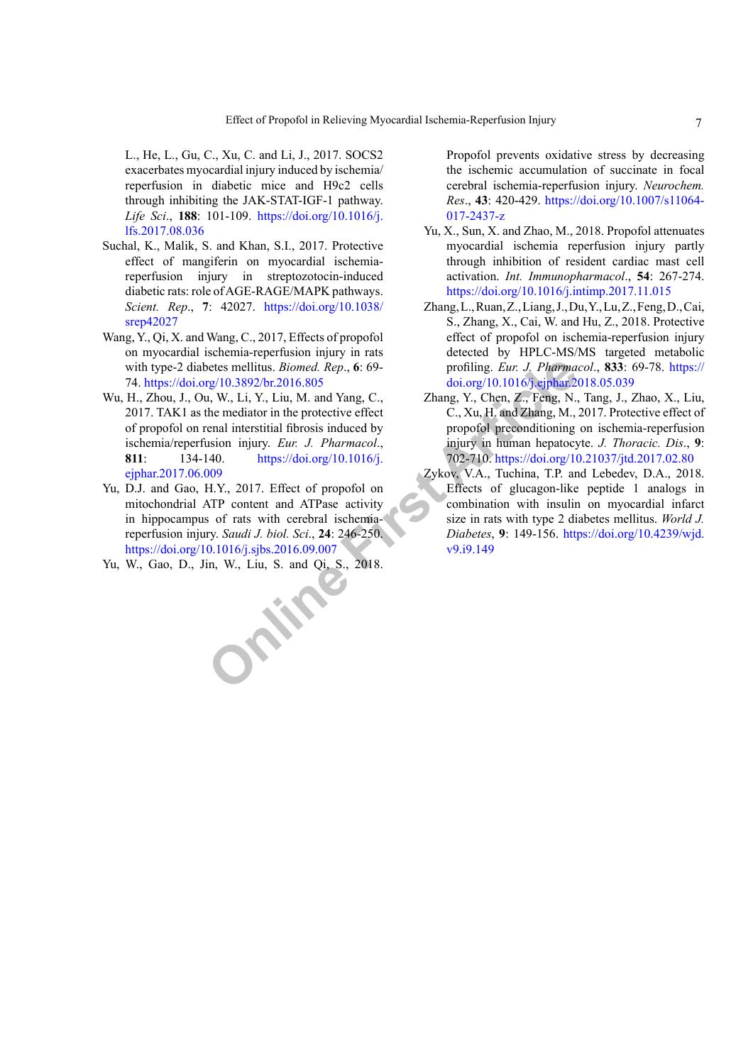L., He, L., Gu, C., Xu, C. and Li, J., 2017. SOCS2 exacerbates myocardial injury induced by ischemia/reperfusion in diabetic mice and H9c2 cells through inhibiting the JAK-STAT-IGF-1 pathway. *Life Sci*., **188**: 101-109. https://doi.org/10.1016/j.lfs.2017.08.036

Suchal, K., Malik, S. and Khan, S.I., 2017. Protective effect of mangiferin on myocardial ischemia-reperfusion injury in streptozotocin-induced diabetic rats: role of AGE-RAGE/MAPK pathways. *Scient. Rep*., **7**: 42027. https://doi.org/10.1038/srep42027

Wang, Y., Qi, X. and Wang, C., 2017, Effects of propofol on myocardial ischemia-reperfusion injury in rats with type-2 diabetes mellitus. *Biomed. Rep*., **6**: 69-74. https://doi.org/10.3892/br.2016.805

Wu, H., Zhou, J., Ou, W., Li, Y., Liu, M. and Yang, C., 2017. TAK1 as the mediator in the protective effect of propofol on renal interstitial fibrosis induced by ischemia/reperfusion injury. *Eur. J. Pharmacol*., **811**: 134-140. https://doi.org/10.1016/j.ejphar.2017.06.009

Yu, D.J. and Gao, H.Y., 2017. Effect of propofol on mitochondrial ATP content and ATPase activity in hippocampus of rats with cerebral ischemia-reperfusion injury. *Saudi J. biol. Sci*., **24**: 246-250. https://doi.org/10.1016/j.sjbs.2016.09.007

Yu, W., Gao, D., Jin, W., Liu, S. and Qi, S., 2018. Propofol prevents oxidative stress by decreasing the ischemic accumulation of succinate in focal cerebral ischemia-reperfusion injury. *Neurochem. Res*., **43**: 420-429. https://doi.org/10.1007/s11064-017-2437-z

Yu, X., Sun, X. and Zhao, M., 2018. Propofol attenuates myocardial ischemia reperfusion injury partly through inhibition of resident cardiac mast cell activation. *Int. Immunopharmacol*., **54**: 267-274. https://doi.org/10.1016/j.intimp.2017.11.015

Zhang, L., Ruan, Z., Liang, J., Du, Y., Lu, Z., Feng, D., Cai, S., Zhang, X., Cai, W. and Hu, Z., 2018. Protective effect of propofol on ischemia-reperfusion injury detected by HPLC-MS/MS targeted metabolic profiling. *Eur. J. Pharmacol*., **833**: 69-78. https://doi.org/10.1016/j.ejphar.2018.05.039

Zhang, Y., Chen, Z., Feng, N., Tang, J., Zhao, X., Liu, C., Xu, H. and Zhang, M., 2017. Protective effect of propofol preconditioning on ischemia-reperfusion injury in human hepatocyte. *J. Thoracic. Dis*., **9**: 702-710. https://doi.org/10.21037/jtd.2017.02.80

Zykov, V.A., Tuchina, T.P. and Lebedev, D.A., 2018. Effects of glucagon-like peptide 1 analogs in combination with insulin on myocardial infarct size in rats with type 2 diabetes mellitus. *World J. Diabetes*, **9**: 149-156. https://doi.org/10.4239/wjd.v9.i9.149